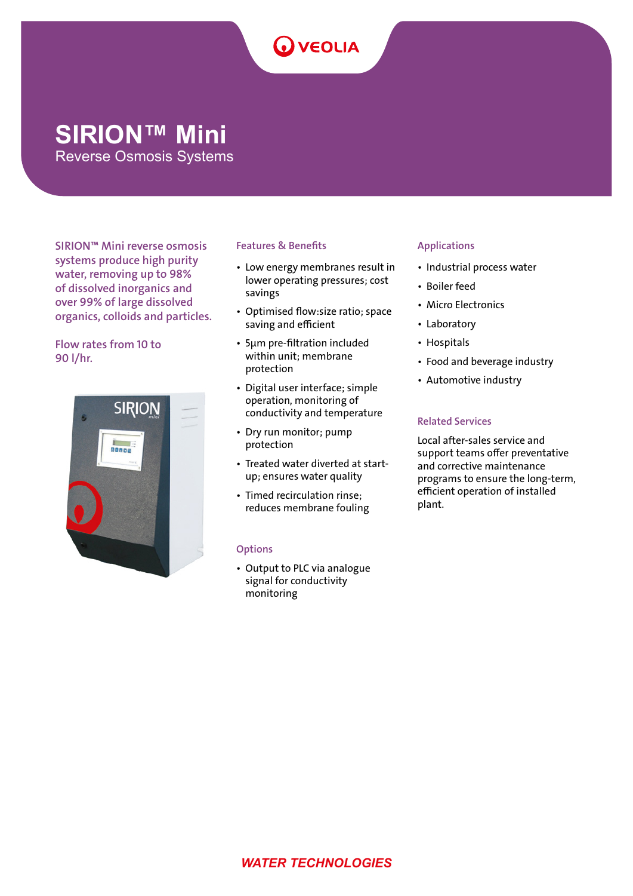VEOLIA

# SIRION™ Mini

## Reverse Osmosis Systems

SIRION™ Mini reverse osmosis systems produce high purity water, removing up to 98% of dissolved inorganics and over 99% of large dissolved organics, colloids and particles.

Flow rates from 10 to 90 l/hr.

### Features & Benefits

- Low energy membranes result in lower operating pressures; cost savings
- Optimised flow:size ratio; space saving and efficient
- 5µm pre-filtration included within unit; membrane protection
- Digital user interface; simple operation, monitoring of conductivity and temperature
- Dry run monitor; pump protection
- Treated water diverted at start-up; ensures water quality
- Timed recirculation rinse; reduces membrane fouling

### Options

- Output to PLC via analogue signal for conductivity monitoring

### Applications

- Industrial process water
- Boiler feed
- Micro Electronics
- Laboratory
- Hospitals
- Food and beverage industry
- Automotive industry

### Related Services

Local after-sales service and support teams offer preventative and corrective maintenance programs to ensure the long-term, efficient operation of installed plant.

***WATER TECHNOLOGIES***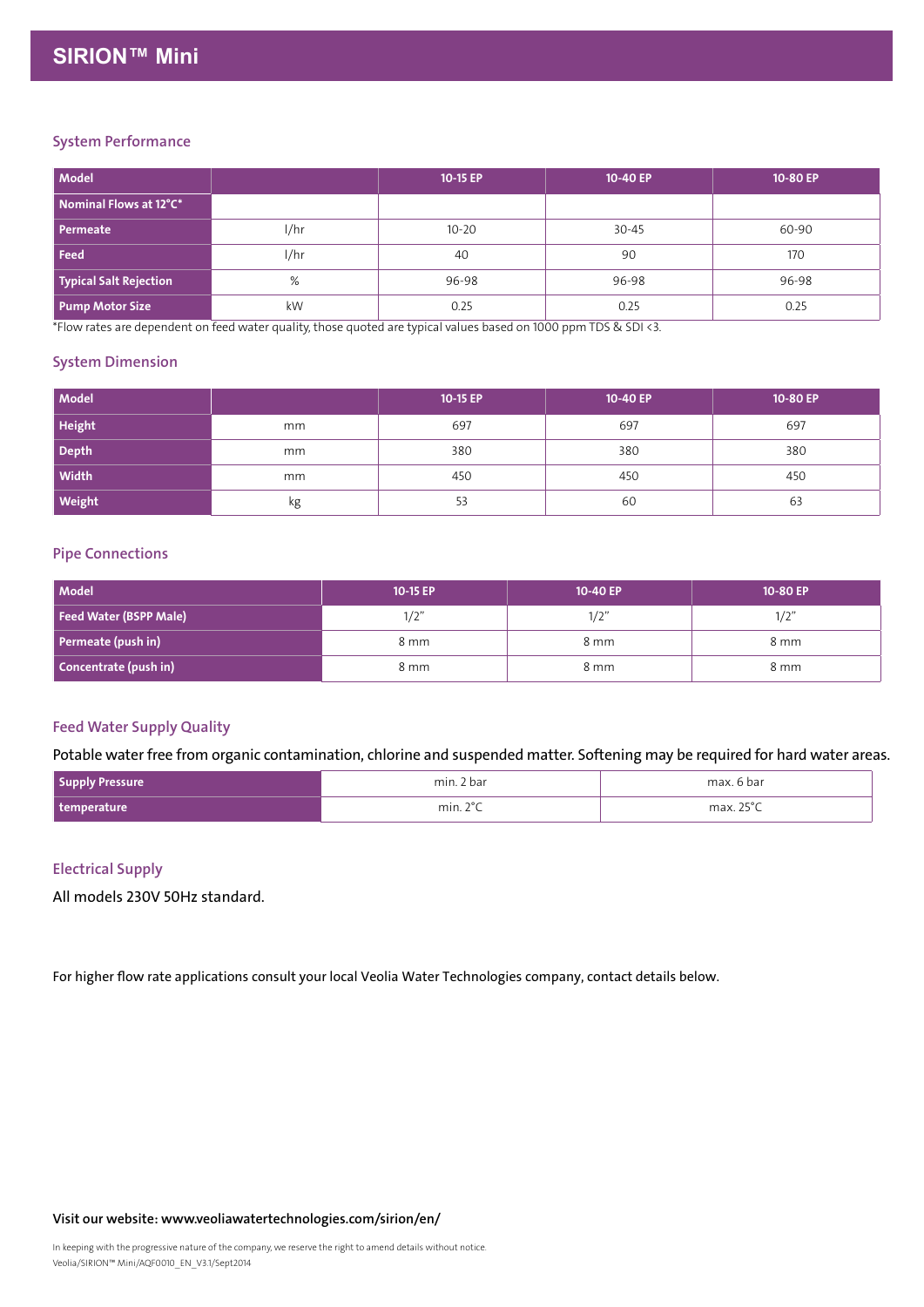# SIRION™ Mini

## System Performance

| Model | | 10-15 EP | 10-40 EP | 10-80 EP |
|---|---|---|---|---|
| **Nominal Flows at 12°C*** | | | | |
| **Permeate** | l/hr | 10-20 | 30-45 | 60-90 |
| **Feed** | l/hr | 40 | 90 | 170 |
| **Typical Salt Rejection** | % | 96-98 | 96-98 | 96-98 |
| **Pump Motor Size** | kW | 0.25 | 0.25 | 0.25 |

*Flow rates are dependent on feed water quality, those quoted are typical values based on 1000 ppm TDS & SDI <3.

## System Dimension

| Model | | 10-15 EP | 10-40 EP | 10-80 EP |
|---|---|---|---|---|
| **Height** | mm | 697 | 697 | 697 |
| **Depth** | mm | 380 | 380 | 380 |
| **Width** | mm | 450 | 450 | 450 |
| **Weight** | kg | 53 | 60 | 63 |

## Pipe Connections

| Model | 10-15 EP | 10-40 EP | 10-80 EP |
|---|---|---|---|
| **Feed Water (BSPP Male)** | 1/2" | 1/2" | 1/2" |
| **Permeate (push in)** | 8 mm | 8 mm | 8 mm |
| **Concentrate (push in)** | 8 mm | 8 mm | 8 mm |

## Feed Water Supply Quality

Potable water free from organic contamination, chlorine and suspended matter. Softening may be required for hard water areas.

| | | |
|---|---|---|
| **Supply Pressure** | min. 2 bar | max. 6 bar |
| **temperature** | min. 2°C | max. 25°C |

## Electrical Supply

All models 230V 50Hz standard.

For higher flow rate applications consult your local Veolia Water Technologies company, contact details below.

**Visit our website: www.veoliawatertechnologies.com/sirion/en/**

In keeping with the progressive nature of the company, we reserve the right to amend details without notice.
Veolia/SIRION™ Mini/AQF0010_EN_V3.1/Sept2014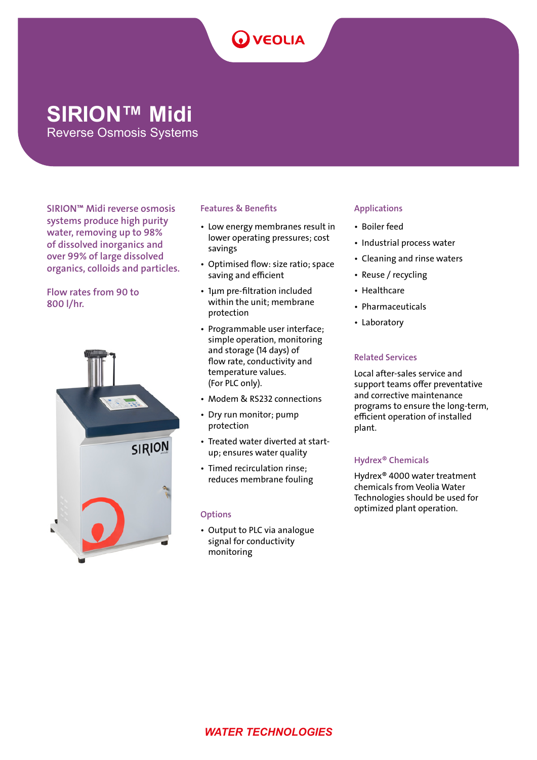# SIRION™ Midi

## Reverse Osmosis Systems

SIRION™ Midi reverse osmosis systems produce high purity water, removing up to 98% of dissolved inorganics and over 99% of large dissolved organics, colloids and particles.

Flow rates from 90 to 800 l/hr.

### Features & Benefits

- Low energy membranes result in lower operating pressures; cost savings
- Optimised flow: size ratio; space saving and efficient
- 1µm pre-filtration included within the unit; membrane protection
- Programmable user interface; simple operation, monitoring and storage (14 days) of flow rate, conductivity and temperature values. (For PLC only).
- Modem & RS232 connections
- Dry run monitor; pump protection
- Treated water diverted at start-up; ensures water quality
- Timed recirculation rinse; reduces membrane fouling

### Options

- Output to PLC via analogue signal for conductivity monitoring

### Applications

- Boiler feed
- Industrial process water
- Cleaning and rinse waters
- Reuse / recycling
- Healthcare
- Pharmaceuticals
- Laboratory

### Related Services

Local after-sales service and support teams offer preventative and corrective maintenance programs to ensure the long-term, efficient operation of installed plant.

### Hydrex® Chemicals

Hydrex® 4000 water treatment chemicals from Veolia Water Technologies should be used for optimized plant operation.

*WATER TECHNOLOGIES*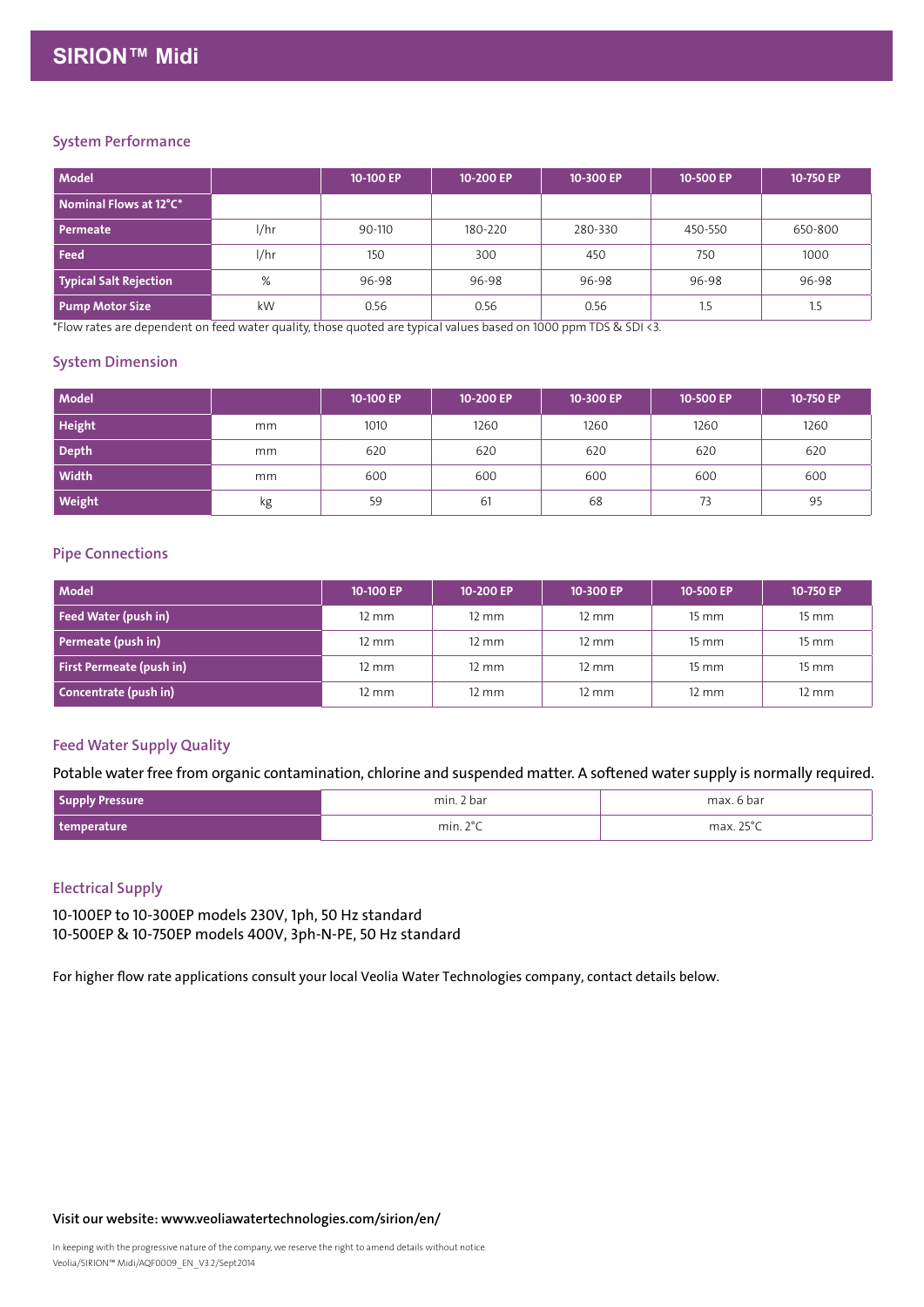# SIRION™ Midi

## System Performance

| Model | | 10-100 EP | 10-200 EP | 10-300 EP | 10-500 EP | 10-750 EP |
|---|---|---|---|---|---|---|
| **Nominal Flows at 12°C*** | | | | | | |
| **Permeate** | l/hr | 90-110 | 180-220 | 280-330 | 450-550 | 650-800 |
| **Feed** | l/hr | 150 | 300 | 450 | 750 | 1000 |
| **Typical Salt Rejection** | % | 96-98 | 96-98 | 96-98 | 96-98 | 96-98 |
| **Pump Motor Size** | kW | 0.56 | 0.56 | 0.56 | 1.5 | 1.5 |

*Flow rates are dependent on feed water quality, those quoted are typical values based on 1000 ppm TDS & SDI <3.

## System Dimension

| Model | | 10-100 EP | 10-200 EP | 10-300 EP | 10-500 EP | 10-750 EP |
|---|---|---|---|---|---|---|
| **Height** | mm | 1010 | 1260 | 1260 | 1260 | 1260 |
| **Depth** | mm | 620 | 620 | 620 | 620 | 620 |
| **Width** | mm | 600 | 600 | 600 | 600 | 600 |
| **Weight** | kg | 59 | 61 | 68 | 73 | 95 |

## Pipe Connections

| Model | 10-100 EP | 10-200 EP | 10-300 EP | 10-500 EP | 10-750 EP |
|---|---|---|---|---|---|
| **Feed Water (push in)** | 12 mm | 12 mm | 12 mm | 15 mm | 15 mm |
| **Permeate (push in)** | 12 mm | 12 mm | 12 mm | 15 mm | 15 mm |
| **First Permeate (push in)** | 12 mm | 12 mm | 12 mm | 15 mm | 15 mm |
| **Concentrate (push in)** | 12 mm | 12 mm | 12 mm | 12 mm | 12 mm |

## Feed Water Supply Quality

Potable water free from organic contamination, chlorine and suspended matter. A softened water supply is normally required.

| | | |
|---|---|---|
| **Supply Pressure** | min. 2 bar | max. 6 bar |
| **temperature** | min. 2°C | max. 25°C |

## Electrical Supply

10-100EP to 10-300EP models 230V, 1ph, 50 Hz standard
10-500EP & 10-750EP models 400V, 3ph-N-PE, 50 Hz standard

For higher flow rate applications consult your local Veolia Water Technologies company, contact details below.

**Visit our website: www.veoliawatertechnologies.com/sirion/en/**

In keeping with the progressive nature of the company, we reserve the right to amend details without notice.
Veolia/SIRION™ Midi/AQF0009_EN_V3.2/Sept2014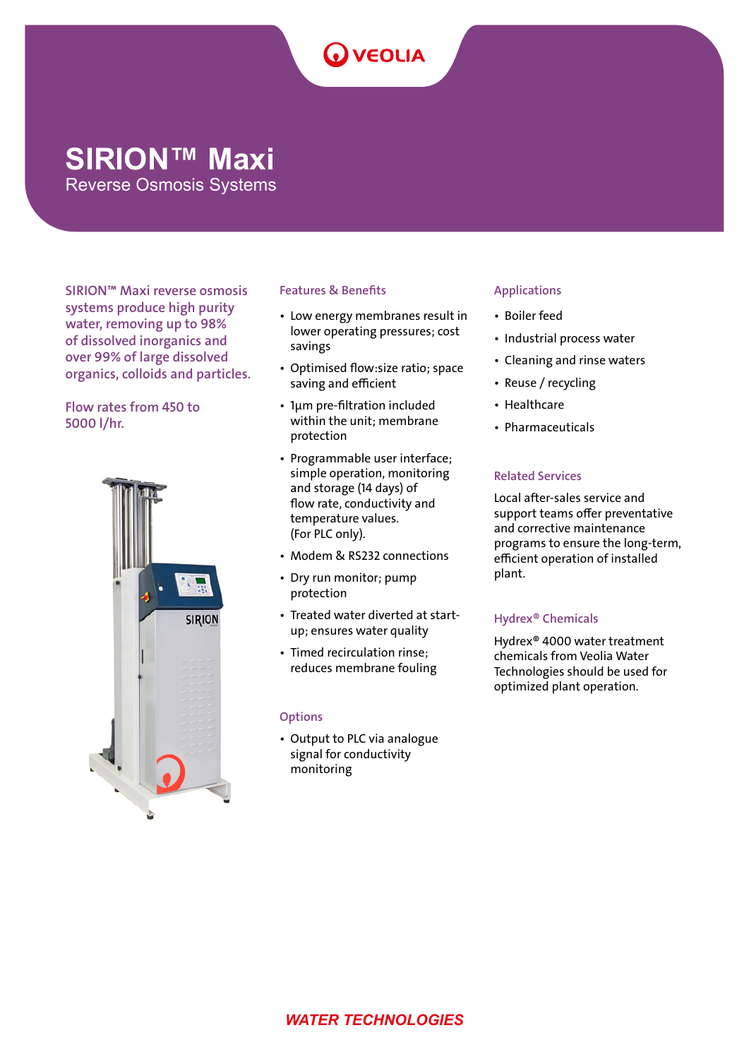# SIRION™ Maxi

## Reverse Osmosis Systems

SIRION™ Maxi reverse osmosis systems produce high purity water, removing up to 98% of dissolved inorganics and over 99% of large dissolved organics, colloids and particles.

Flow rates from 450 to 5000 l/hr.

### Features & Benefits

- Low energy membranes result in lower operating pressures; cost savings
- Optimised flow:size ratio; space saving and efficient
- 1µm pre-filtration included within the unit; membrane protection
- Programmable user interface; simple operation, monitoring and storage (14 days) of flow rate, conductivity and temperature values. (For PLC only).
- Modem & RS232 connections
- Dry run monitor; pump protection
- Treated water diverted at start-up; ensures water quality
- Timed recirculation rinse; reduces membrane fouling

### Options

- Output to PLC via analogue signal for conductivity monitoring

### Applications

- Boiler feed
- Industrial process water
- Cleaning and rinse waters
- Reuse / recycling
- Healthcare
- Pharmaceuticals

### Related Services

Local after-sales service and support teams offer preventative and corrective maintenance programs to ensure the long-term, efficient operation of installed plant.

### Hydrex® Chemicals

Hydrex® 4000 water treatment chemicals from Veolia Water Technologies should be used for optimized plant operation.

*WATER TECHNOLOGIES*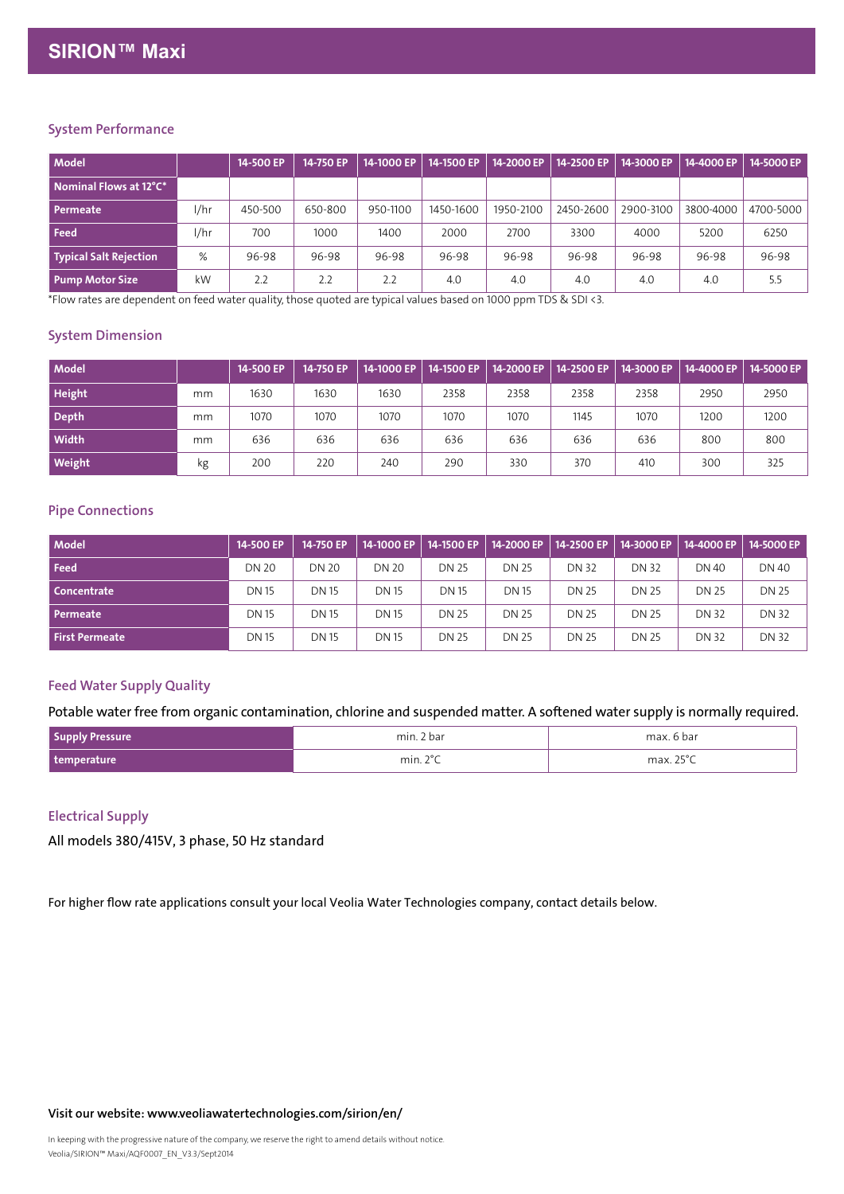# SIRION™ Maxi

## System Performance

| Model | | 14-500 EP | 14-750 EP | 14-1000 EP | 14-1500 EP | 14-2000 EP | 14-2500 EP | 14-3000 EP | 14-4000 EP | 14-5000 EP |
|---|---|---|---|---|---|---|---|---|---|---|
| Nominal Flows at 12°C* | | | | | | | | | | |
| Permeate | l/hr | 450-500 | 650-800 | 950-1100 | 1450-1600 | 1950-2100 | 2450-2600 | 2900-3100 | 3800-4000 | 4700-5000 |
| Feed | l/hr | 700 | 1000 | 1400 | 2000 | 2700 | 3300 | 4000 | 5200 | 6250 |
| Typical Salt Rejection | % | 96-98 | 96-98 | 96-98 | 96-98 | 96-98 | 96-98 | 96-98 | 96-98 | 96-98 |
| Pump Motor Size | kW | 2.2 | 2.2 | 2.2 | 4.0 | 4.0 | 4.0 | 4.0 | 4.0 | 5.5 |

*Flow rates are dependent on feed water quality, those quoted are typical values based on 1000 ppm TDS & SDI <3.

## System Dimension

| Model | | 14-500 EP | 14-750 EP | 14-1000 EP | 14-1500 EP | 14-2000 EP | 14-2500 EP | 14-3000 EP | 14-4000 EP | 14-5000 EP |
|---|---|---|---|---|---|---|---|---|---|---|
| Height | mm | 1630 | 1630 | 1630 | 2358 | 2358 | 2358 | 2358 | 2950 | 2950 |
| Depth | mm | 1070 | 1070 | 1070 | 1070 | 1070 | 1145 | 1070 | 1200 | 1200 |
| Width | mm | 636 | 636 | 636 | 636 | 636 | 636 | 636 | 800 | 800 |
| Weight | kg | 200 | 220 | 240 | 290 | 330 | 370 | 410 | 300 | 325 |

## Pipe Connections

| Model | 14-500 EP | 14-750 EP | 14-1000 EP | 14-1500 EP | 14-2000 EP | 14-2500 EP | 14-3000 EP | 14-4000 EP | 14-5000 EP |
|---|---|---|---|---|---|---|---|---|---|
| Feed | DN 20 | DN 20 | DN 20 | DN 25 | DN 25 | DN 32 | DN 32 | DN 40 | DN 40 |
| Concentrate | DN 15 | DN 15 | DN 15 | DN 15 | DN 15 | DN 25 | DN 25 | DN 25 | DN 25 |
| Permeate | DN 15 | DN 15 | DN 15 | DN 25 | DN 25 | DN 25 | DN 25 | DN 32 | DN 32 |
| First Permeate | DN 15 | DN 15 | DN 15 | DN 25 | DN 25 | DN 25 | DN 25 | DN 32 | DN 32 |

## Feed Water Supply Quality

Potable water free from organic contamination, chlorine and suspended matter. A softened water supply is normally required.

| Supply Pressure | min. 2 bar | max. 6 bar |
|---|---|---|
| temperature | min. 2°C | max. 25°C |

## Electrical Supply

All models 380/415V, 3 phase, 50 Hz standard

For higher flow rate applications consult your local Veolia Water Technologies company, contact details below.

**Visit our website: www.veoliawatertechnologies.com/sirion/en/**

In keeping with the progressive nature of the company, we reserve the right to amend details without notice.
Veolia/SIRION™ Maxi/AQF0007_EN_V3.3/Sept2014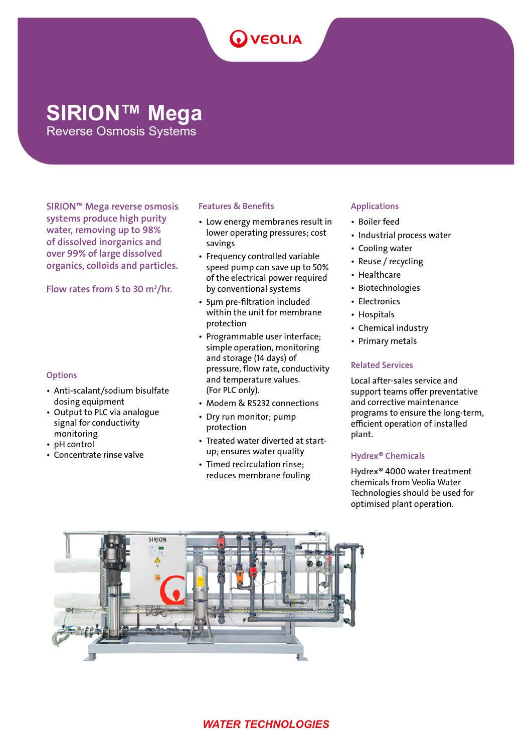# SIRION™ Mega

## Reverse Osmosis Systems

**SIRION™ Mega reverse osmosis systems produce high purity water, removing up to 98% of dissolved inorganics and over 99% of large dissolved organics, colloids and particles.**

**Flow rates from 5 to 30 m³/hr.**

### Options

- Anti-scalant/sodium bisulfate dosing equipment
- Output to PLC via analogue signal for conductivity monitoring
- pH control
- Concentrate rinse valve

### Features & Benefits

- Low energy membranes result in lower operating pressures; cost savings
- Frequency controlled variable speed pump can save up to 50% of the electrical power required by conventional systems
- 5µm pre-filtration included within the unit for membrane protection
- Programmable user interface; simple operation, monitoring and storage (14 days) of pressure, flow rate, conductivity and temperature values. (For PLC only).
- Modem & RS232 connections
- Dry run monitor; pump protection
- Treated water diverted at start-up; ensures water quality
- Timed recirculation rinse; reduces membrane fouling

### Applications

- Boiler feed
- Industrial process water
- Cooling water
- Reuse / recycling
- Healthcare
- Biotechnologies
- Electronics
- Hospitals
- Chemical industry
- Primary metals

### Related Services

Local after-sales service and support teams offer preventative and corrective maintenance programs to ensure the long-term, efficient operation of installed plant.

### Hydrex® Chemicals

Hydrex® 4000 water treatment chemicals from Veolia Water Technologies should be used for optimised plant operation.

**WATER TECHNOLOGIES**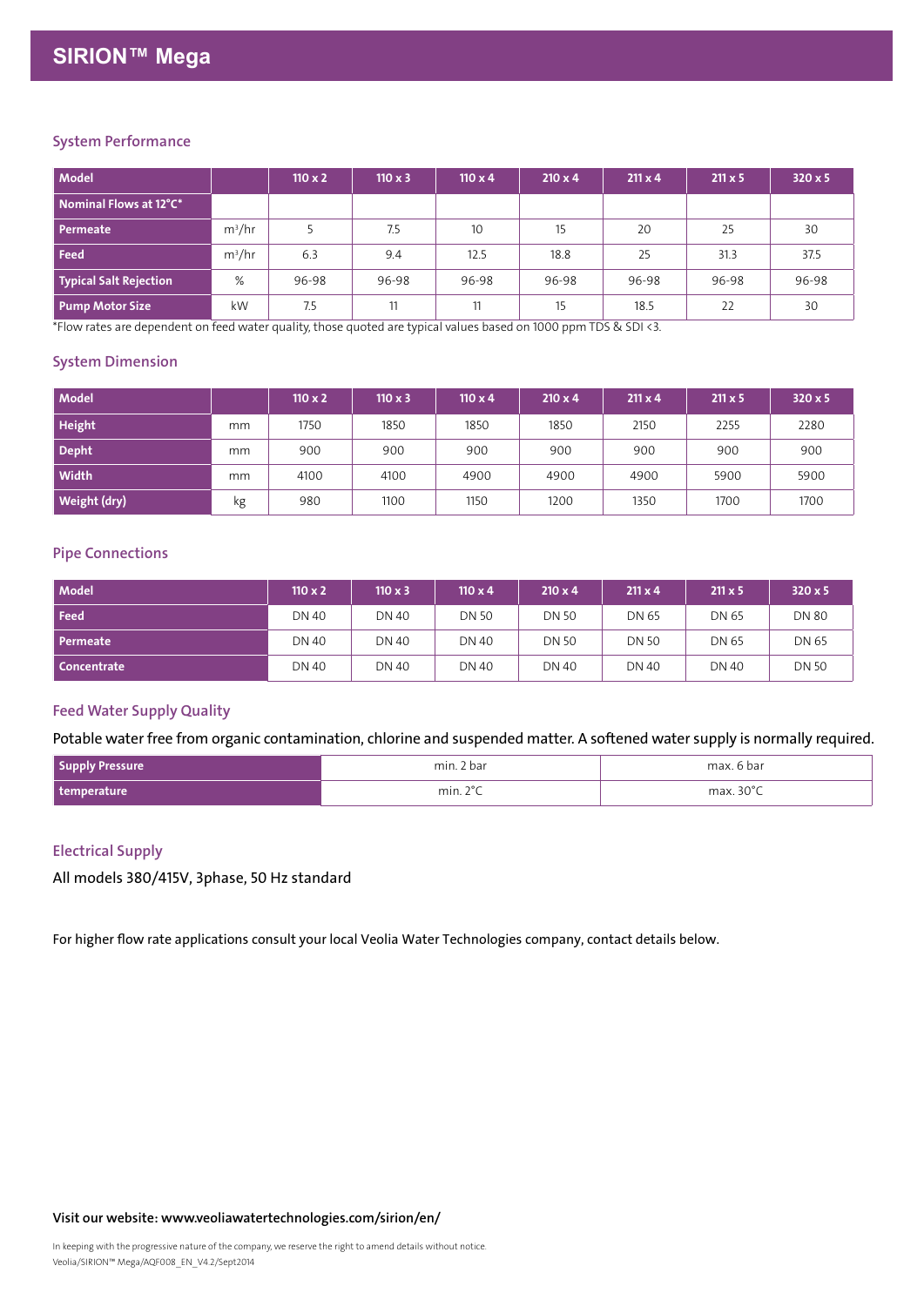# SIRION™ Mega

## System Performance

| Model | | 110 x 2 | 110 x 3 | 110 x 4 | 210 x 4 | 211 x 4 | 211 x 5 | 320 x 5 |
|---|---|---|---|---|---|---|---|---|
| Nominal Flows at 12°C* | | | | | | | | |
| Permeate | $m^3$/hr | 5 | 7.5 | 10 | 15 | 20 | 25 | 30 |
| Feed | $m^3$/hr | 6.3 | 9.4 | 12.5 | 18.8 | 25 | 31.3 | 37.5 |
| Typical Salt Rejection | % | 96-98 | 96-98 | 96-98 | 96-98 | 96-98 | 96-98 | 96-98 |
| Pump Motor Size | kW | 7.5 | 11 | 11 | 15 | 18.5 | 22 | 30 |

*Flow rates are dependent on feed water quality, those quoted are typical values based on 1000 ppm TDS & SDI <3.

## System Dimension

| Model | | 110 x 2 | 110 x 3 | 110 x 4 | 210 x 4 | 211 x 4 | 211 x 5 | 320 x 5 |
|---|---|---|---|---|---|---|---|---|
| Height | mm | 1750 | 1850 | 1850 | 1850 | 2150 | 2255 | 2280 |
| Depht | mm | 900 | 900 | 900 | 900 | 900 | 900 | 900 |
| Width | mm | 4100 | 4100 | 4900 | 4900 | 4900 | 5900 | 5900 |
| Weight (dry) | kg | 980 | 1100 | 1150 | 1200 | 1350 | 1700 | 1700 |

## Pipe Connections

| Model | 110 x 2 | 110 x 3 | 110 x 4 | 210 x 4 | 211 x 4 | 211 x 5 | 320 x 5 |
|---|---|---|---|---|---|---|---|
| Feed | DN 40 | DN 40 | DN 50 | DN 50 | DN 65 | DN 65 | DN 80 |
| Permeate | DN 40 | DN 40 | DN 40 | DN 50 | DN 50 | DN 65 | DN 65 |
| Concentrate | DN 40 | DN 40 | DN 40 | DN 40 | DN 40 | DN 40 | DN 50 |

## Feed Water Supply Quality

Potable water free from organic contamination, chlorine and suspended matter. A softened water supply is normally required.

| | | |
|---|---|---|
| Supply Pressure | min. 2 bar | max. 6 bar |
| temperature | min. 2°C | max. 30°C |

## Electrical Supply

All models 380/415V, 3phase, 50 Hz standard

For higher flow rate applications consult your local Veolia Water Technologies company, contact details below.

**Visit our website: www.veoliawatertechnologies.com/sirion/en/**

In keeping with the progressive nature of the company, we reserve the right to amend details without notice.
Veolia/SIRION™ Mega/AQF008_EN_V4.2/Sept2014